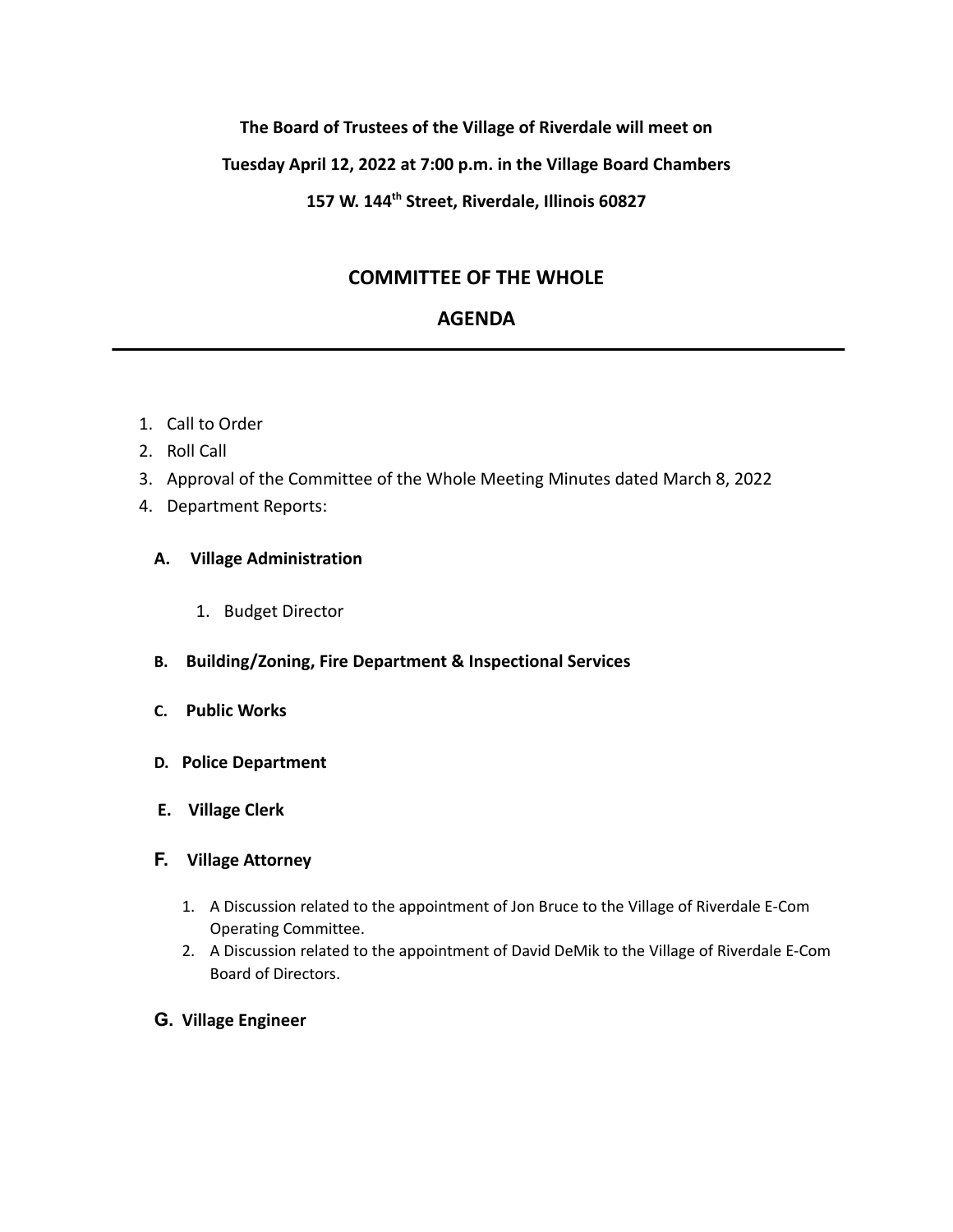**The Board of Trustees of the Village of Riverdale will meet on**

**Tuesday April 12, 2022 at 7:00 p.m. in the Village Board Chambers**

**157 W. 144th Street, Riverdale, Illinois 60827**

## COMMITTEE OF THE WHOLE

## AGENDA

---

1. Call to Order
2. Roll Call
3. Approval of the Committee of the Whole Meeting Minutes dated March 8, 2022
4. Department Reports:

   **A. Village Administration**

      1. Budget Director

   **B. Building/Zoning, Fire Department & Inspectional Services**

   **C. Public Works**

   **D. Police Department**

   **E. Village Clerk**

   **F. Village Attorney**

      1. A Discussion related to the appointment of Jon Bruce to the Village of Riverdale E-Com Operating Committee.
      2. A Discussion related to the appointment of David DeMik to the Village of Riverdale E-Com Board of Directors.

   **G. Village Engineer**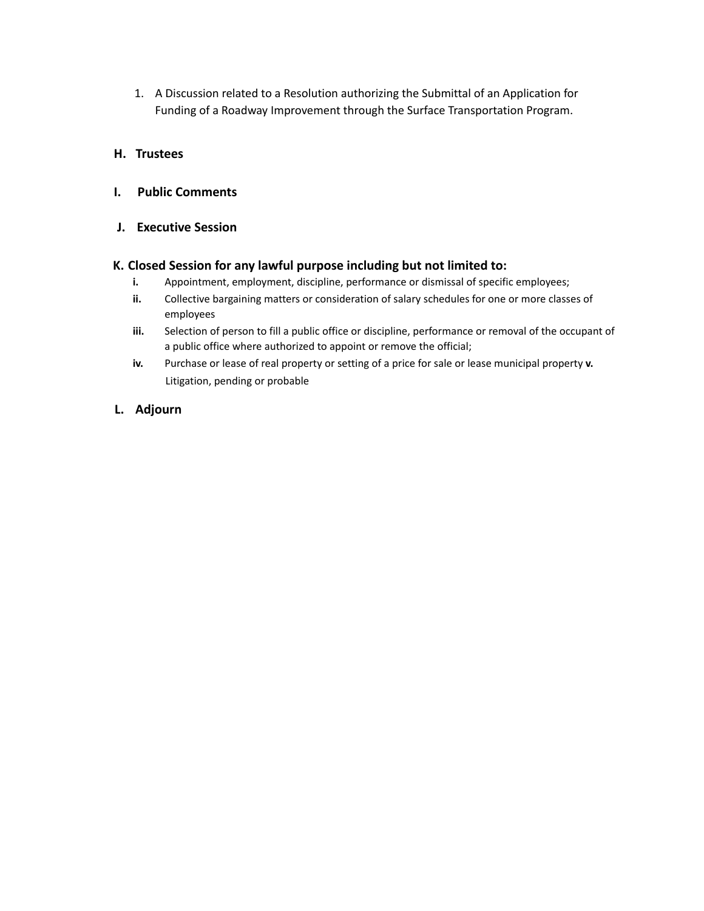1. A Discussion related to a Resolution authorizing the Submittal of an Application for Funding of a Roadway Improvement through the Surface Transportation Program.

## H. Trustees

## I. Public Comments

## J. Executive Session

## K. Closed Session for any lawful purpose including but not limited to:

- **i.** Appointment, employment, discipline, performance or dismissal of specific employees;
- **ii.** Collective bargaining matters or consideration of salary schedules for one or more classes of employees
- **iii.** Selection of person to fill a public office or discipline, performance or removal of the occupant of a public office where authorized to appoint or remove the official;
- **iv.** Purchase or lease of real property or setting of a price for sale or lease municipal property
- **v.** Litigation, pending or probable

## L. Adjourn